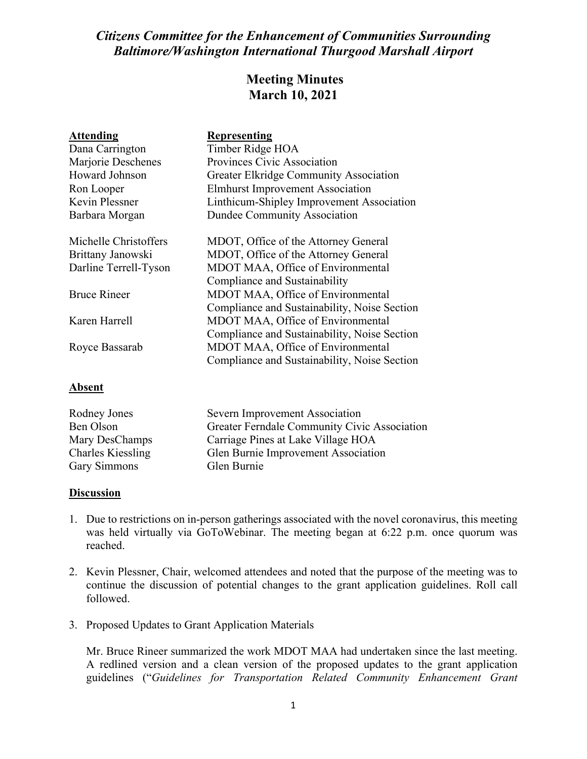# *Citizens Committee for the Enhancement of Communities Surrounding Baltimore/Washington International Thurgood Marshall Airport*

## Meeting Minutes
## March 10, 2021

| **Attending** | **Representing** |
|---|---|
| Dana Carrington | Timber Ridge HOA |
| Marjorie Deschenes | Provinces Civic Association |
| Howard Johnson | Greater Elkridge Community Association |
| Ron Looper | Elmhurst Improvement Association |
| Kevin Plessner | Linthicum-Shipley Improvement Association |
| Barbara Morgan | Dundee Community Association |
| | |
| Michelle Christoffers | MDOT, Office of the Attorney General |
| Brittany Janowski | MDOT, Office of the Attorney General |
| Darline Terrell-Tyson | MDOT MAA, Office of Environmental Compliance and Sustainability |
| Bruce Rineer | MDOT MAA, Office of Environmental Compliance and Sustainability, Noise Section |
| Karen Harrell | MDOT MAA, Office of Environmental Compliance and Sustainability, Noise Section |
| Royce Bassarab | MDOT MAA, Office of Environmental Compliance and Sustainability, Noise Section |

**Absent**

| | |
|---|---|
| Rodney Jones | Severn Improvement Association |
| Ben Olson | Greater Ferndale Community Civic Association |
| Mary DesChamps | Carriage Pines at Lake Village HOA |
| Charles Kiessling | Glen Burnie Improvement Association |
| Gary Simmons | Glen Burnie |

**Discussion**

1. Due to restrictions on in-person gatherings associated with the novel coronavirus, this meeting was held virtually via GoToWebinar. The meeting began at 6:22 p.m. once quorum was reached.

2. Kevin Plessner, Chair, welcomed attendees and noted that the purpose of the meeting was to continue the discussion of potential changes to the grant application guidelines. Roll call followed.

3. Proposed Updates to Grant Application Materials

   Mr. Bruce Rineer summarized the work MDOT MAA had undertaken since the last meeting. A redlined version and a clean version of the proposed updates to the grant application guidelines ("*Guidelines for Transportation Related Community Enhancement Grant*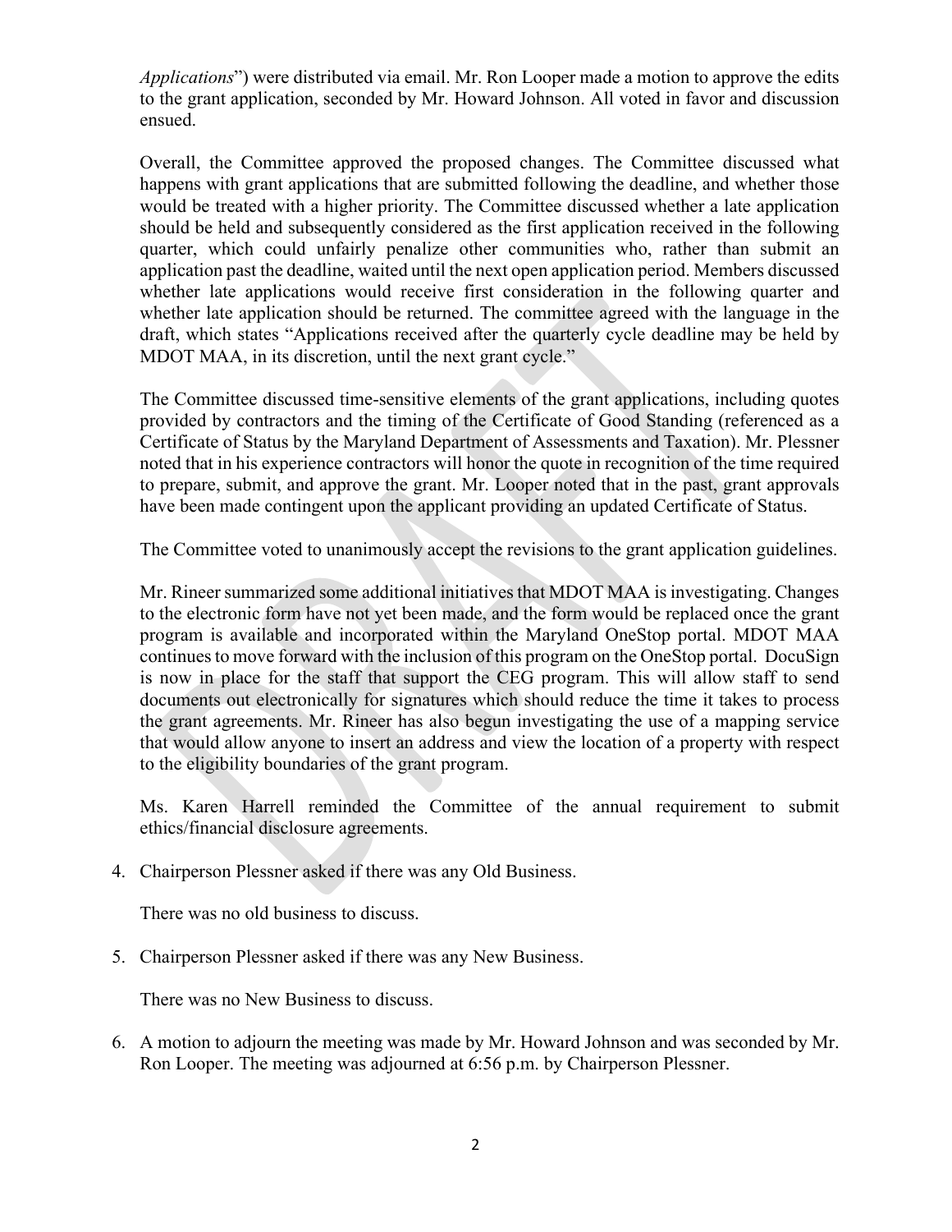*Applications*") were distributed via email. Mr. Ron Looper made a motion to approve the edits to the grant application, seconded by Mr. Howard Johnson. All voted in favor and discussion ensued.

Overall, the Committee approved the proposed changes. The Committee discussed what happens with grant applications that are submitted following the deadline, and whether those would be treated with a higher priority. The Committee discussed whether a late application should be held and subsequently considered as the first application received in the following quarter, which could unfairly penalize other communities who, rather than submit an application past the deadline, waited until the next open application period. Members discussed whether late applications would receive first consideration in the following quarter and whether late application should be returned. The committee agreed with the language in the draft, which states "Applications received after the quarterly cycle deadline may be held by MDOT MAA, in its discretion, until the next grant cycle."

The Committee discussed time-sensitive elements of the grant applications, including quotes provided by contractors and the timing of the Certificate of Good Standing (referenced as a Certificate of Status by the Maryland Department of Assessments and Taxation). Mr. Plessner noted that in his experience contractors will honor the quote in recognition of the time required to prepare, submit, and approve the grant. Mr. Looper noted that in the past, grant approvals have been made contingent upon the applicant providing an updated Certificate of Status.

The Committee voted to unanimously accept the revisions to the grant application guidelines.

Mr. Rineer summarized some additional initiatives that MDOT MAA is investigating. Changes to the electronic form have not yet been made, and the form would be replaced once the grant program is available and incorporated within the Maryland OneStop portal. MDOT MAA continues to move forward with the inclusion of this program on the OneStop portal. DocuSign is now in place for the staff that support the CEG program. This will allow staff to send documents out electronically for signatures which should reduce the time it takes to process the grant agreements. Mr. Rineer has also begun investigating the use of a mapping service that would allow anyone to insert an address and view the location of a property with respect to the eligibility boundaries of the grant program.

Ms. Karen Harrell reminded the Committee of the annual requirement to submit ethics/financial disclosure agreements.

4. Chairperson Plessner asked if there was any Old Business.

   There was no old business to discuss.

5. Chairperson Plessner asked if there was any New Business.

   There was no New Business to discuss.

6. A motion to adjourn the meeting was made by Mr. Howard Johnson and was seconded by Mr. Ron Looper. The meeting was adjourned at 6:56 p.m. by Chairperson Plessner.